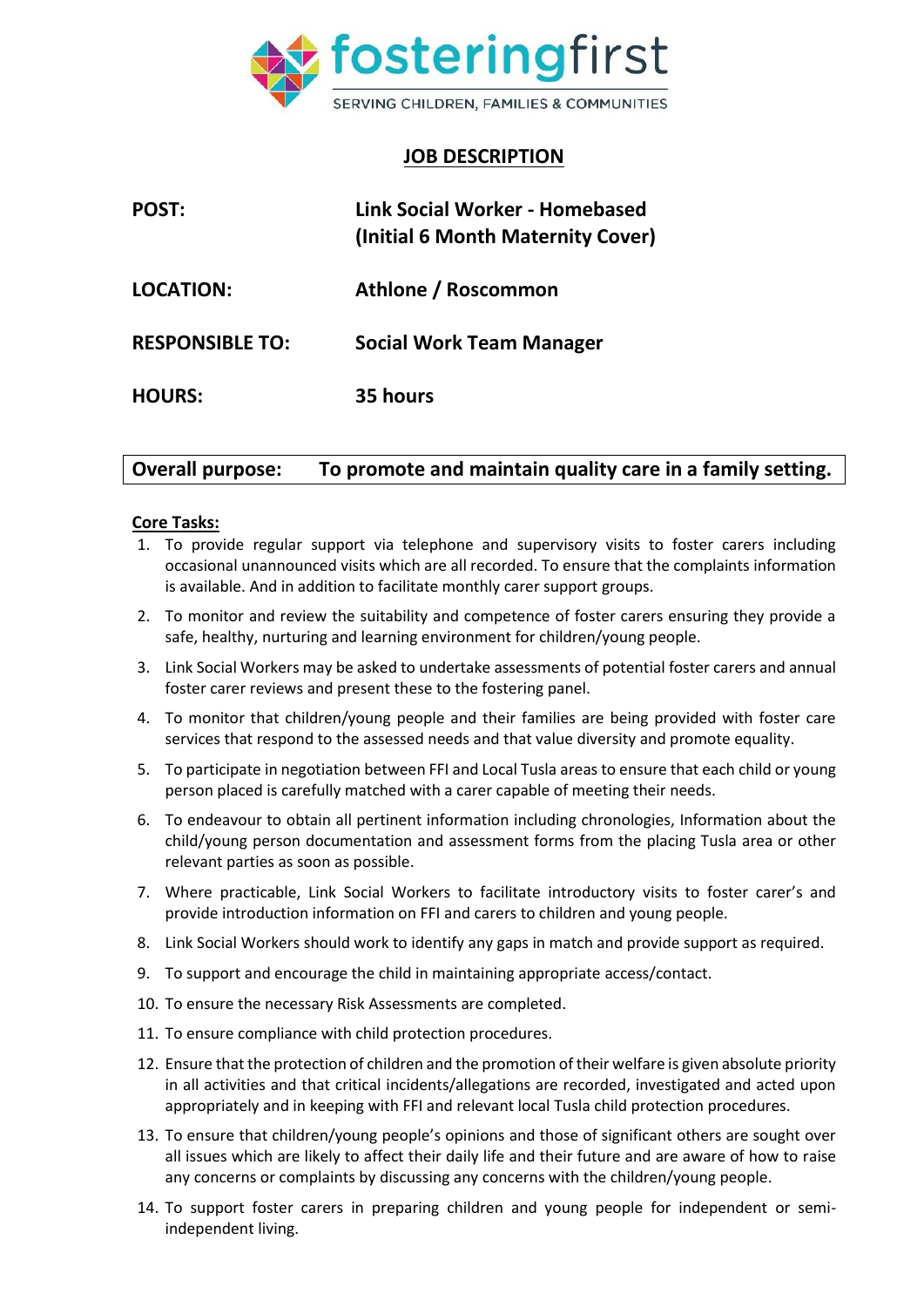fosteringfirst

SERVING CHILDREN, FAMILIES & COMMUNITIES

# JOB DESCRIPTION

| | |
|---|---|
| **POST:** | **Link Social Worker - Homebased (Initial 6 Month Maternity Cover)** |
| **LOCATION:** | **Athlone / Roscommon** |
| **RESPONSIBLE TO:** | **Social Work Team Manager** |
| **HOURS:** | **35 hours** |

**Overall purpose: To promote and maintain quality care in a family setting.**

## Core Tasks:

1. To provide regular support via telephone and supervisory visits to foster carers including occasional unannounced visits which are all recorded. To ensure that the complaints information is available. And in addition to facilitate monthly carer support groups.
2. To monitor and review the suitability and competence of foster carers ensuring they provide a safe, healthy, nurturing and learning environment for children/young people.
3. Link Social Workers may be asked to undertake assessments of potential foster carers and annual foster carer reviews and present these to the fostering panel.
4. To monitor that children/young people and their families are being provided with foster care services that respond to the assessed needs and that value diversity and promote equality.
5. To participate in negotiation between FFI and Local Tusla areas to ensure that each child or young person placed is carefully matched with a carer capable of meeting their needs.
6. To endeavour to obtain all pertinent information including chronologies, Information about the child/young person documentation and assessment forms from the placing Tusla area or other relevant parties as soon as possible.
7. Where practicable, Link Social Workers to facilitate introductory visits to foster carer's and provide introduction information on FFI and carers to children and young people.
8. Link Social Workers should work to identify any gaps in match and provide support as required.
9. To support and encourage the child in maintaining appropriate access/contact.
10. To ensure the necessary Risk Assessments are completed.
11. To ensure compliance with child protection procedures.
12. Ensure that the protection of children and the promotion of their welfare is given absolute priority in all activities and that critical incidents/allegations are recorded, investigated and acted upon appropriately and in keeping with FFI and relevant local Tusla child protection procedures.
13. To ensure that children/young people's opinions and those of significant others are sought over all issues which are likely to affect their daily life and their future and are aware of how to raise any concerns or complaints by discussing any concerns with the children/young people.
14. To support foster carers in preparing children and young people for independent or semi-independent living.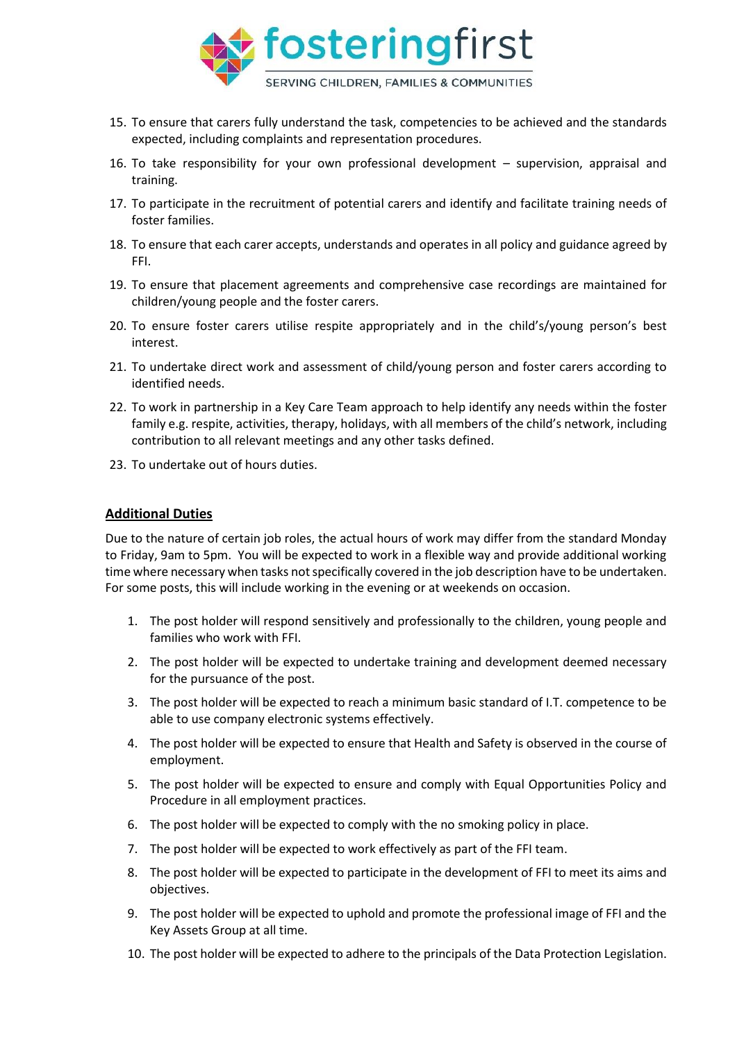15. To ensure that carers fully understand the task, competencies to be achieved and the standards expected, including complaints and representation procedures.
16. To take responsibility for your own professional development – supervision, appraisal and training.
17. To participate in the recruitment of potential carers and identify and facilitate training needs of foster families.
18. To ensure that each carer accepts, understands and operates in all policy and guidance agreed by FFI.
19. To ensure that placement agreements and comprehensive case recordings are maintained for children/young people and the foster carers.
20. To ensure foster carers utilise respite appropriately and in the child's/young person's best interest.
21. To undertake direct work and assessment of child/young person and foster carers according to identified needs.
22. To work in partnership in a Key Care Team approach to help identify any needs within the foster family e.g. respite, activities, therapy, holidays, with all members of the child's network, including contribution to all relevant meetings and any other tasks defined.
23. To undertake out of hours duties.

## **Additional Duties**

Due to the nature of certain job roles, the actual hours of work may differ from the standard Monday to Friday, 9am to 5pm. You will be expected to work in a flexible way and provide additional working time where necessary when tasks not specifically covered in the job description have to be undertaken. For some posts, this will include working in the evening or at weekends on occasion.

1. The post holder will respond sensitively and professionally to the children, young people and families who work with FFI.
2. The post holder will be expected to undertake training and development deemed necessary for the pursuance of the post.
3. The post holder will be expected to reach a minimum basic standard of I.T. competence to be able to use company electronic systems effectively.
4. The post holder will be expected to ensure that Health and Safety is observed in the course of employment.
5. The post holder will be expected to ensure and comply with Equal Opportunities Policy and Procedure in all employment practices.
6. The post holder will be expected to comply with the no smoking policy in place.
7. The post holder will be expected to work effectively as part of the FFI team.
8. The post holder will be expected to participate in the development of FFI to meet its aims and objectives.
9. The post holder will be expected to uphold and promote the professional image of FFI and the Key Assets Group at all time.
10. The post holder will be expected to adhere to the principals of the Data Protection Legislation.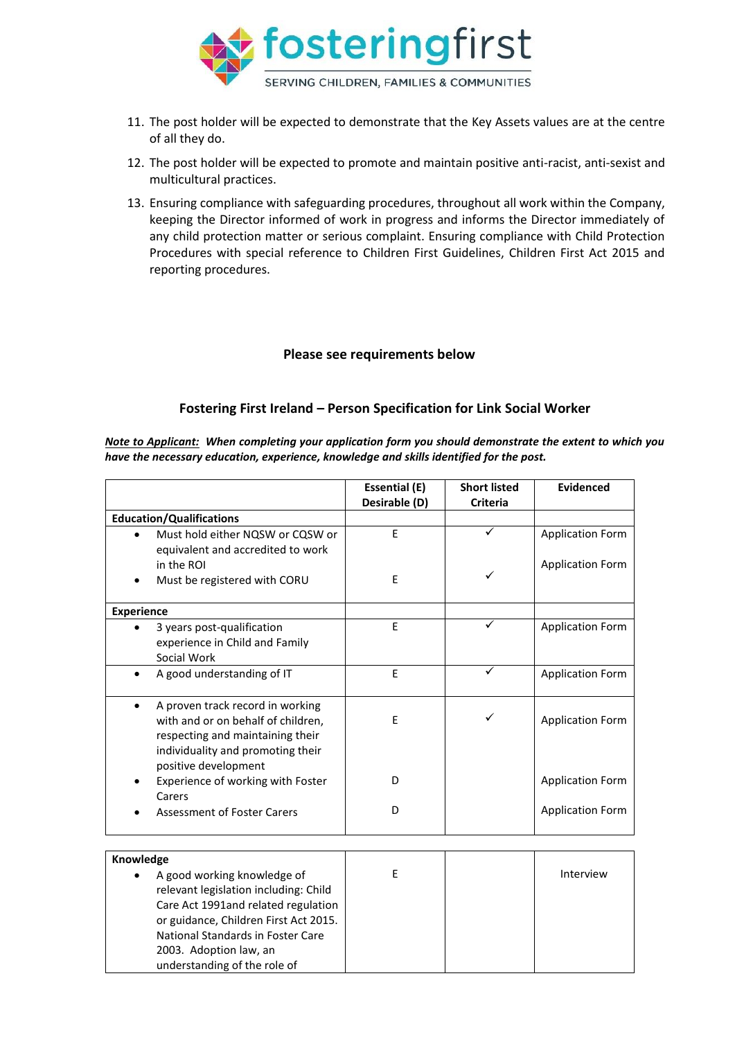11. The post holder will be expected to demonstrate that the Key Assets values are at the centre of all they do.
12. The post holder will be expected to promote and maintain positive anti-racist, anti-sexist and multicultural practices.
13. Ensuring compliance with safeguarding procedures, throughout all work within the Company, keeping the Director informed of work in progress and informs the Director immediately of any child protection matter or serious complaint. Ensuring compliance with Child Protection Procedures with special reference to Children First Guidelines, Children First Act 2015 and reporting procedures.

**Please see requirements below**

**Fostering First Ireland – Person Specification for Link Social Worker**

***Note to Applicant:*** ***When completing your application form you should demonstrate the extent to which you have the necessary education, experience, knowledge and skills identified for the post.***

| | Essential (E) Desirable (D) | Short listed Criteria | Evidenced |
|---|---|---|---|
| **Education/Qualifications** | | | |
| • Must hold either NQSW or CQSW or equivalent and accredited to work in the ROI | E | ✓ | Application Form |
| • Must be registered with CORU | E | ✓ | Application Form |
| **Experience** | | | |
| • 3 years post-qualification experience in Child and Family Social Work | E | ✓ | Application Form |
| • A good understanding of IT | E | ✓ | Application Form |
| • A proven track record in working with and or on behalf of children, respecting and maintaining their individuality and promoting their positive development | E | ✓ | Application Form |
| • Experience of working with Foster Carers | D | | Application Form |
| • Assessment of Foster Carers | D | | Application Form |
| **Knowledge** | | | |
| • A good working knowledge of relevant legislation including: Child Care Act 1991and related regulation or guidance, Children First Act 2015. National Standards in Foster Care 2003. Adoption law, an understanding of the role of | E | | Interview |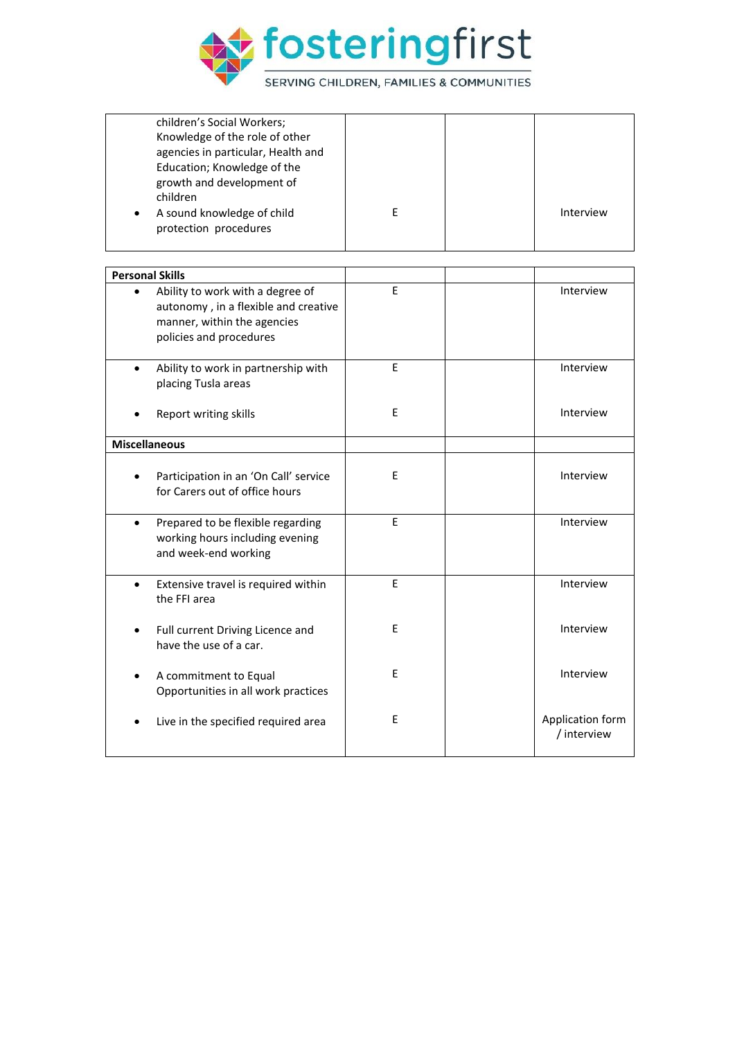| | | | |
|---|---|---|---|
| children's Social Workers; Knowledge of the role of other agencies in particular, Health and Education; Knowledge of the growth and development of children | | | |
| • A sound knowledge of child protection procedures | E | | Interview |

| **Personal Skills** | | | |
|---|---|---|---|
| • Ability to work with a degree of autonomy , in a flexible and creative manner, within the agencies policies and procedures | E | | Interview |
| • Ability to work in partnership with placing Tusla areas | E | | Interview |
| • Report writing skills | E | | Interview |
| **Miscellaneous** | | | |
| • Participation in an 'On Call' service for Carers out of office hours | E | | Interview |
| • Prepared to be flexible regarding working hours including evening and week-end working | E | | Interview |
| • Extensive travel is required within the FFI area | E | | Interview |
| • Full current Driving Licence and have the use of a car. | E | | Interview |
| • A commitment to Equal Opportunities in all work practices | E | | Interview |
| • Live in the specified required area | E | | Application form / interview |